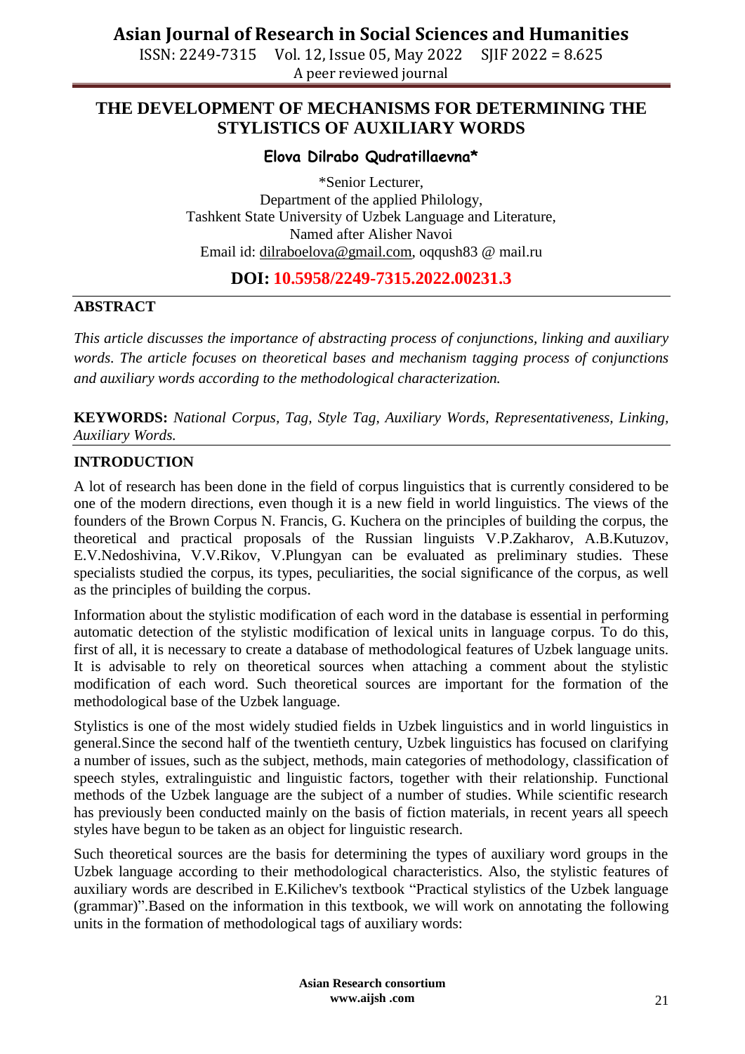# THE DEVELOPMENT OF MECHANISMS FOR DETERMINING THE STYLISTICS OF AUXILIARY WORDS

**Elova Dilrabo Qudratillaevna***

*Senior Lecturer,
Department of the applied Philology,
Tashkent State University of Uzbek Language and Literature,
Named after Alisher Navoi
Email id: dilraboelova@gmail.com, oqqush83 @ mail.ru

**DOI: 10.5958/2249-7315.2022.00231.3**

## ABSTRACT

*This article discusses the importance of abstracting process of conjunctions, linking and auxiliary words. The article focuses on theoretical bases and mechanism tagging process of conjunctions and auxiliary words according to the methodological characterization.*

**KEYWORDS:** *National Corpus, Tag, Style Tag, Auxiliary Words, Representativeness, Linking, Auxiliary Words.*

## INTRODUCTION

A lot of research has been done in the field of corpus linguistics that is currently considered to be one of the modern directions, even though it is a new field in world linguistics. The views of the founders of the Brown Corpus N. Francis, G. Kuchera on the principles of building the corpus, the theoretical and practical proposals of the Russian linguists V.P.Zakharov, A.B.Kutuzov, E.V.Nedoshivina, V.V.Rikov, V.Plungyan can be evaluated as preliminary studies. These specialists studied the corpus, its types, peculiarities, the social significance of the corpus, as well as the principles of building the corpus.

Information about the stylistic modification of each word in the database is essential in performing automatic detection of the stylistic modification of lexical units in language corpus. To do this, first of all, it is necessary to create a database of methodological features of Uzbek language units. It is advisable to rely on theoretical sources when attaching a comment about the stylistic modification of each word. Such theoretical sources are important for the formation of the methodological base of the Uzbek language.

Stylistics is one of the most widely studied fields in Uzbek linguistics and in world linguistics in general.Since the second half of the twentieth century, Uzbek linguistics has focused on clarifying a number of issues, such as the subject, methods, main categories of methodology, classification of speech styles, extralinguistic and linguistic factors, together with their relationship. Functional methods of the Uzbek language are the subject of a number of studies. While scientific research has previously been conducted mainly on the basis of fiction materials, in recent years all speech styles have begun to be taken as an object for linguistic research.

Such theoretical sources are the basis for determining the types of auxiliary word groups in the Uzbek language according to their methodological characteristics. Also, the stylistic features of auxiliary words are described in E.Kilichev's textbook "Practical stylistics of the Uzbek language (grammar)".Based on the information in this textbook, we will work on annotating the following units in the formation of methodological tags of auxiliary words: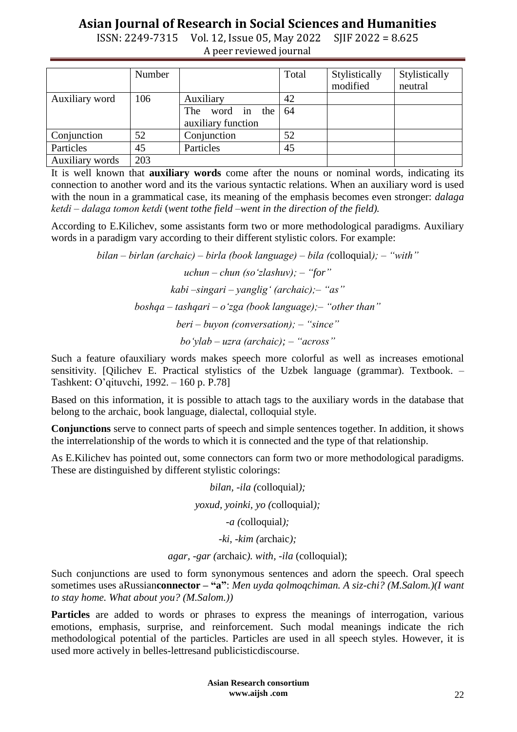| | Number | | Total | Stylistically modified | Stylistically neutral |
|---|---|---|---|---|---|
| Auxiliary word | 106 | Auxiliary | 42 | | |
| | | The word in the auxiliary function | 64 | | |
| Conjunction | 52 | Conjunction | 52 | | |
| Particles | 45 | Particles | 45 | | |
| Auxiliary words | 203 | | | | |

It is well known that **auxiliary words** come after the nouns or nominal words, indicating its connection to another word and its the various syntactic relations. When an auxiliary word is used with the noun in a grammatical case, its meaning of the emphasis becomes even stronger: *dalaga ketdi – dalaga tomon ketdi* (*went tothe field –went in the direction of the field).*

According to E.Kilichev, some assistants form two or more methodological paradigms. Auxiliary words in a paradigm vary according to their different stylistic colors. For example:

*bilan – birlan (archaic) – birla (book language) – bila (*colloquial*); – "with"*

*uchun – chun (so'zlashuv); – "for"*

*kabi –singari – yanglig' (archaic);– "as"*

*boshqa – tashqari – o'zga (book language);– "other than"*

*beri – buyon (conversation); – "since"*

*bo'ylab – uzra (archaic); – "across"*

Such a feature ofauxiliary words makes speech more colorful as well as increases emotional sensitivity. [Qilichev E. Practical stylistics of the Uzbek language (grammar). Textbook. – Tashkent: O'qituvchi, 1992. – 160 p. P.78]

Based on this information, it is possible to attach tags to the auxiliary words in the database that belong to the archaic, book language, dialectal, colloquial style.

**Conjunctions** serve to connect parts of speech and simple sentences together. In addition, it shows the interrelationship of the words to which it is connected and the type of that relationship.

As E.Kilichev has pointed out, some connectors can form two or more methodological paradigms. These are distinguished by different stylistic colorings:

*bilan, -ila (*colloquial*);*

*yoxud, yoinki, yo (*colloquial*);*

*-a (*colloquial*);*

*-ki, -kim (*archaic*);*

*agar, -gar (*archaic*). with, -ila* (colloquial);

Such conjunctions are used to form synonymous sentences and adorn the speech. Oral speech sometimes uses aRussian**connector – "a"**: *Men uyda qolmoqchiman. A siz-chi? (M.Salom.)(I want to stay home. What about you? (M.Salom.))*

**Particles** are added to words or phrases to express the meanings of interrogation, various emotions, emphasis, surprise, and reinforcement. Such modal meanings indicate the rich methodological potential of the particles. Particles are used in all speech styles. However, it is used more actively in belles-lettresand publicisticdiscourse.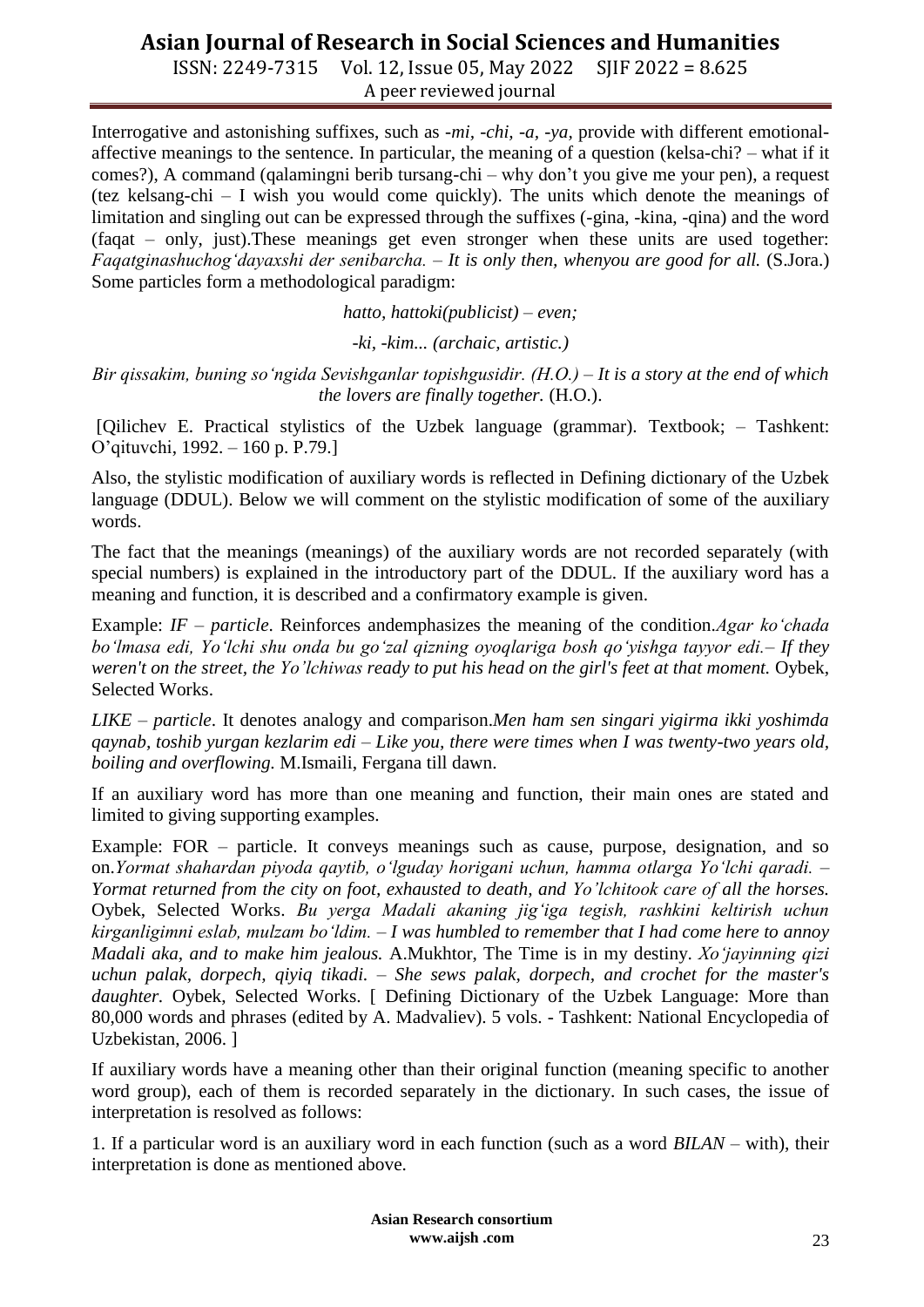Interrogative and astonishing suffixes, such as *-mi, -chi, -a, -ya*, provide with different emotional-affective meanings to the sentence. In particular, the meaning of a question (kelsa-chi? – what if it comes?), A command (qalamingni berib tursang-chi – why don't you give me your pen), a request (tez kelsang-chi – I wish you would come quickly). The units which denote the meanings of limitation and singling out can be expressed through the suffixes (-gina, -kina, -qina) and the word (faqat – only, just).These meanings get even stronger when these units are used together: *Faqatginashuchog'dayaxshi der senibarcha. – It is only then, whenyou are good for all.* (S.Jora.) Some particles form a methodological paradigm:

*hatto, hattoki(publicist) – even;*

*-ki, -kim... (archaic, artistic.)*

*Bir qissakim, buning so'ngida Sevishganlar topishgusidir. (H.O.) – It is a story at the end of which the lovers are finally together.* (H.O.).

[Qilichev E. Practical stylistics of the Uzbek language (grammar). Textbook; – Tashkent: O'qituvchi, 1992. – 160 p. P.79.]

Also, the stylistic modification of auxiliary words is reflected in Defining dictionary of the Uzbek language (DDUL). Below we will comment on the stylistic modification of some of the auxiliary words.

The fact that the meanings (meanings) of the auxiliary words are not recorded separately (with special numbers) is explained in the introductory part of the DDUL. If the auxiliary word has a meaning and function, it is described and a confirmatory example is given.

Example: *IF – particle*. Reinforces andemphasizes the meaning of the condition.*Agar ko'chada bo'lmasa edi, Yo'lchi shu onda bu go'zal qizning oyoqlariga bosh qo'yishga tayyor edi.– If they weren't on the street, the Yo'lchiwas ready to put his head on the girl's feet at that moment.* Oybek, Selected Works.

*LIKE – particle*. It denotes analogy and comparison.*Men ham sen singari yigirma ikki yoshimda qaynab, toshib yurgan kezlarim edi – Like you, there were times when I was twenty-two years old, boiling and overflowing.* M.Ismaili, Fergana till dawn.

If an auxiliary word has more than one meaning and function, their main ones are stated and limited to giving supporting examples.

Example: FOR – particle. It conveys meanings such as cause, purpose, designation, and so on.*Yormat shahardan piyoda qaytib, o'lguday horigani uchun, hamma otlarga Yo'lchi qaradi. – Yormat returned from the city on foot, exhausted to death, and Yo'lchitook care of all the horses.* Oybek, Selected Works. *Bu yerga Madali akaning jig'iga tegish, rashkini keltirish uchun kirganligimni eslab, mulzam bo'ldim. – I was humbled to remember that I had come here to annoy Madali aka, and to make him jealous.* A.Mukhtor, The Time is in my destiny. *Xo'jayinning qizi uchun palak, dorpech, qiyiq tikadi. – She sews palak, dorpech, and crochet for the master's daughter.* Oybek, Selected Works. [ Defining Dictionary of the Uzbek Language: More than 80,000 words and phrases (edited by A. Madvaliev). 5 vols. - Tashkent: National Encyclopedia of Uzbekistan, 2006. ]

If auxiliary words have a meaning other than their original function (meaning specific to another word group), each of them is recorded separately in the dictionary. In such cases, the issue of interpretation is resolved as follows:

1. If a particular word is an auxiliary word in each function (such as a word *BILAN* – with), their interpretation is done as mentioned above.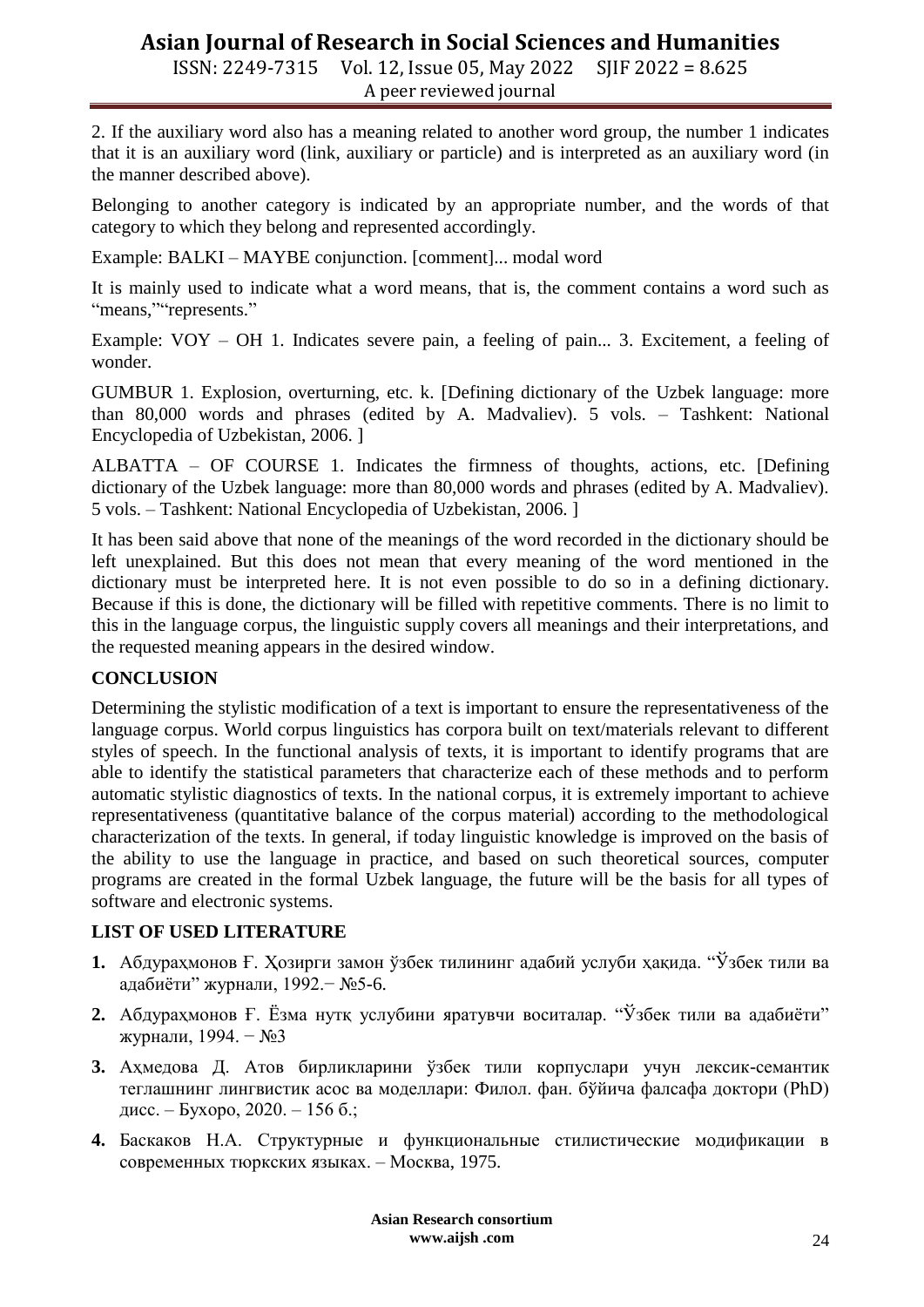2. If the auxiliary word also has a meaning related to another word group, the number 1 indicates that it is an auxiliary word (link, auxiliary or particle) and is interpreted as an auxiliary word (in the manner described above).

Belonging to another category is indicated by an appropriate number, and the words of that category to which they belong and represented accordingly.

Example: BALKI – MAYBE conjunction. [comment]... modal word

It is mainly used to indicate what a word means, that is, the comment contains a word such as "means,""represents."

Example: VOY – OH 1. Indicates severe pain, a feeling of pain... 3. Excitement, a feeling of wonder.

GUMBUR 1. Explosion, overturning, etc. k. [Defining dictionary of the Uzbek language: more than 80,000 words and phrases (edited by A. Madvaliev). 5 vols. – Tashkent: National Encyclopedia of Uzbekistan, 2006. ]

ALBATTA – OF COURSE 1. Indicates the firmness of thoughts, actions, etc. [Defining dictionary of the Uzbek language: more than 80,000 words and phrases (edited by A. Madvaliev). 5 vols. – Tashkent: National Encyclopedia of Uzbekistan, 2006. ]

It has been said above that none of the meanings of the word recorded in the dictionary should be left unexplained. But this does not mean that every meaning of the word mentioned in the dictionary must be interpreted here. It is not even possible to do so in a defining dictionary. Because if this is done, the dictionary will be filled with repetitive comments. There is no limit to this in the language corpus, the linguistic supply covers all meanings and their interpretations, and the requested meaning appears in the desired window.

## CONCLUSION

Determining the stylistic modification of a text is important to ensure the representativeness of the language corpus. World corpus linguistics has corpora built on text/materials relevant to different styles of speech. In the functional analysis of texts, it is important to identify programs that are able to identify the statistical parameters that characterize each of these methods and to perform automatic stylistic diagnostics of texts. In the national corpus, it is extremely important to achieve representativeness (quantitative balance of the corpus material) according to the methodological characterization of the texts. In general, if today linguistic knowledge is improved on the basis of the ability to use the language in practice, and based on such theoretical sources, computer programs are created in the formal Uzbek language, the future will be the basis for all types of software and electronic systems.

## LIST OF USED LITERATURE

1. Абдураҳмонов Ғ. Ҳозирги замон ўзбек тилининг адабий услуби ҳақида. "Ўзбек тили ва адабиёти" журнали, 1992.– №5-6.
2. Абдураҳмонов Ғ. Ёзма нутқ услубини яратувчи воситалар. "Ўзбек тили ва адабиёти" журнали, 1994. – №3
3. Аҳмедова Д. Атов бирликларини ўзбек тили корпуслари учун лексик-семантик теглашнинг лингвистик асос ва моделлари: Филол. фан. бўйича фалсафа доктори (PhD) дисс. – Бухоро, 2020. – 156 б.;
4. Баскаков Н.А. Структурные и функциональные стилистические модификации в современных тюркских языках. – Москва, 1975.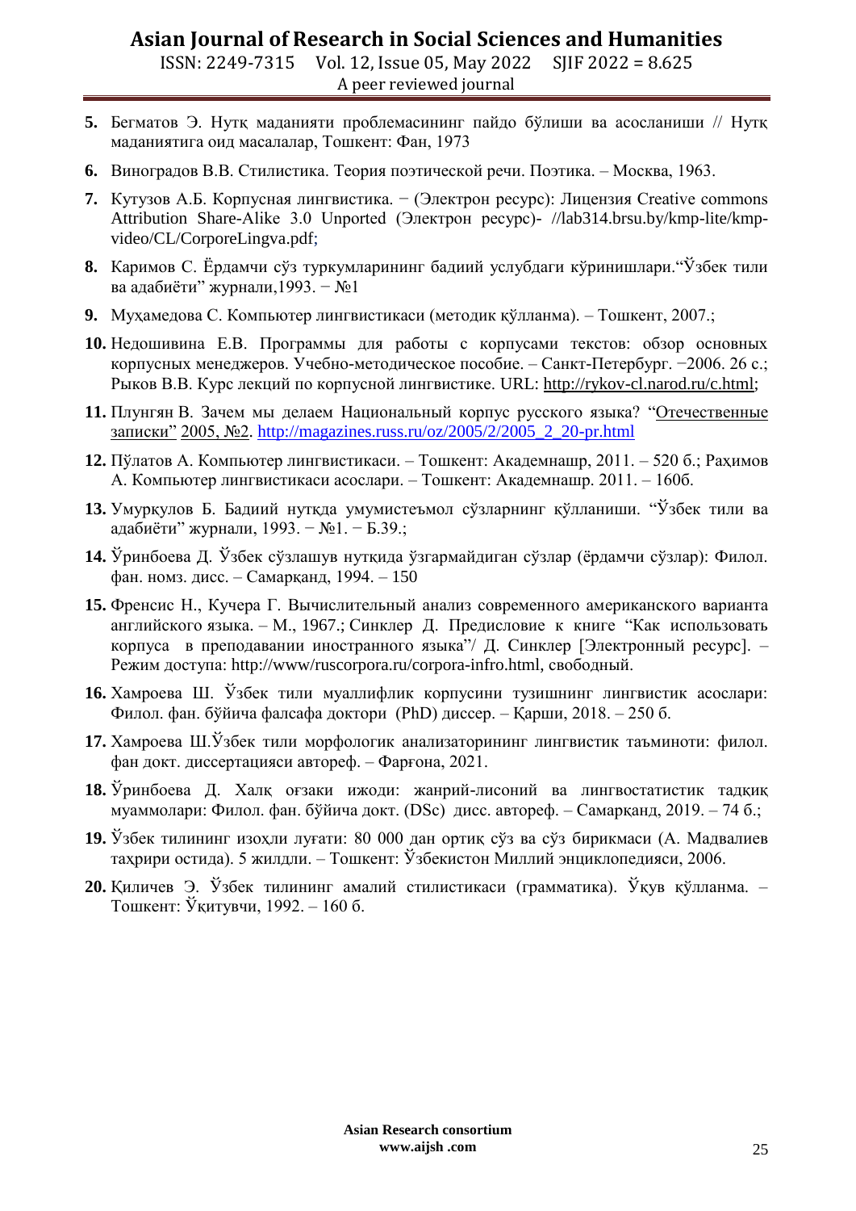5. Бегматов Э. Нутқ маданияти проблемасининг пайдо бўлиши ва асосланиши // Нутқ маданиятига оид масалалар, Тошкент: Фан, 1973
6. Виноградов В.В. Стилистика. Теория поэтической речи. Поэтика. – Москва, 1963.
7. Кутузов А.Б. Корпусная лингвистика. − (Электрон ресурс): Лицензия Creative commons Attribution Share-Alike 3.0 Unported (Электрон ресурс)- //lab314.brsu.by/kmp-lite/kmp-video/CL/CorporeLingva.pdf;
8. Каримов С. Ёрдамчи сўз туркумларининг бадиий услубдаги кўринишлари.“Ўзбек тили ва адабиёти” журнали,1993. − №1
9. Муҳамедова С. Компьютер лингвистикаси (методик қўлланма). – Тошкент, 2007.;
10. Недошивина Е.В. Программы для работы с корпусами текстов: обзор основных корпусных менеджеров. Учебно-методическое пособие. – Санкт-Петербург. −2006. 26 с.; Рыков В.В. Курс лекций по корпусной лингвистике. URL: http://rykov-cl.narod.ru/c.html;
11. Плунгян В. Зачем мы делаем Национальный корпус русского языка? “Отечественные записки” 2005, №2. http://magazines.russ.ru/oz/2005/2/2005_2_20-pr.html
12. Пўлатов А. Компьютер лингвистикаси. – Тошкент: Академнашр, 2011. – 520 б.; Раҳимов А. Компьютер лингвистикаси асослари. – Тошкент: Академнашр. 2011. – 160б.
13. Умуркулов Б. Бадиий нутқда умумистеъмол сўзларнинг қўлланиши. “Ўзбек тили ва адабиёти” журнали, 1993. − №1. − Б.39.;
14. Ўринбоева Д. Ўзбек сўзлашув нутқида ўзгармайдиган сўзлар (ёрдамчи сўзлар): Филол. фан. номз. дисс. – Самарқанд, 1994. – 150
15. Френсис Н., Кучера Г. Вычислительный анализ современного американского варианта английского языка. – М., 1967.; Синклер Д. Предисловие к книге “Как использовать корпуса в преподавании иностранного языка”/ Д. Синклер [Электронный ресурс]. – Режим доступа: http://www/ruscorpora.ru/corpora-infro.html, свободный.
16. Хамроева Ш. Ўзбек тили муаллифлик корпусини тузишнинг лингвистик асослари: Филол. фан. бўйича фалсафа доктори (PhD) диссер. – Қарши, 2018. – 250 б.
17. Хамроева Ш.Ўзбек тили морфологик анализаторининг лингвистик таъминоти: филол. фан докт. диссертацияси автореф. – Фарғона, 2021.
18. Ўринбоева Д. Халқ оғзаки ижоди: жанрий-лисоний ва лингвостатистик тадқиқ муаммолари: Филол. фан. бўйича докт. (DSc) дисс. автореф. – Самарқанд, 2019. – 74 б.;
19. Ўзбек тилининг изоҳли луғати: 80 000 дан ортиқ сўз ва сўз бирикмаси (А. Мадвалиев таҳрири остида). 5 жилдли. – Тошкент: Ўзбекистон Миллий энциклопедияси, 2006.
20. Қиличев Э. Ўзбек тилининг амалий стилистикаси (грамматика). Ўқув қўлланма. – Тошкент: Ўқитувчи, 1992. – 160 б.